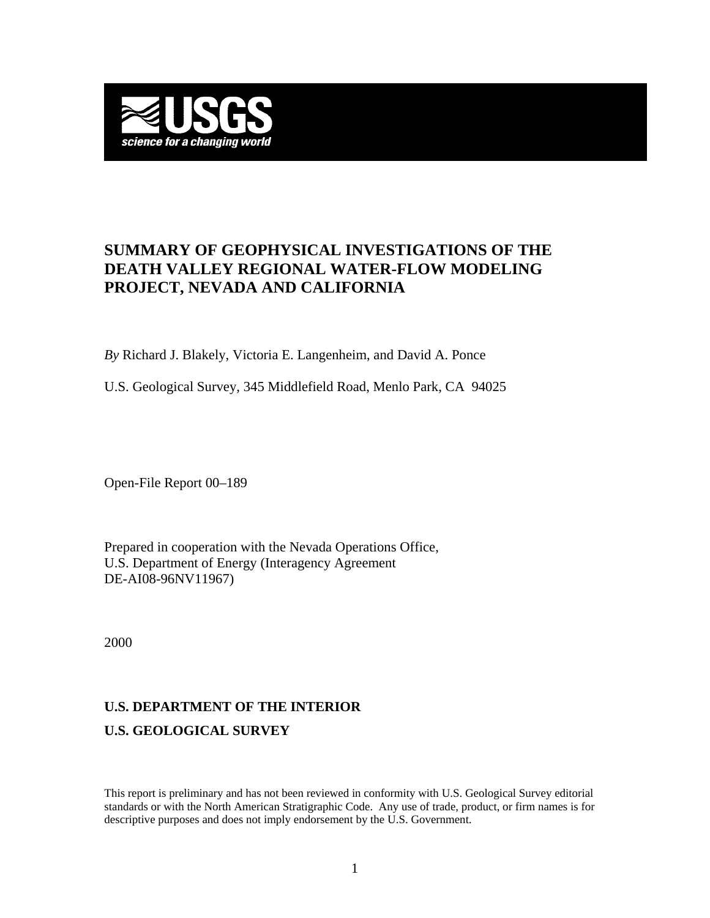USGS
science for a changing world

# SUMMARY OF GEOPHYSICAL INVESTIGATIONS OF THE DEATH VALLEY REGIONAL WATER-FLOW MODELING PROJECT, NEVADA AND CALIFORNIA

*By* Richard J. Blakely, Victoria E. Langenheim, and David A. Ponce

U.S. Geological Survey, 345 Middlefield Road, Menlo Park, CA 94025

Open-File Report 00–189

Prepared in cooperation with the Nevada Operations Office,
U.S. Department of Energy (Interagency Agreement
DE-AI08-96NV11967)

2000

**U.S. DEPARTMENT OF THE INTERIOR**

**U.S. GEOLOGICAL SURVEY**

This report is preliminary and has not been reviewed in conformity with U.S. Geological Survey editorial standards or with the North American Stratigraphic Code. Any use of trade, product, or firm names is for descriptive purposes and does not imply endorsement by the U.S. Government.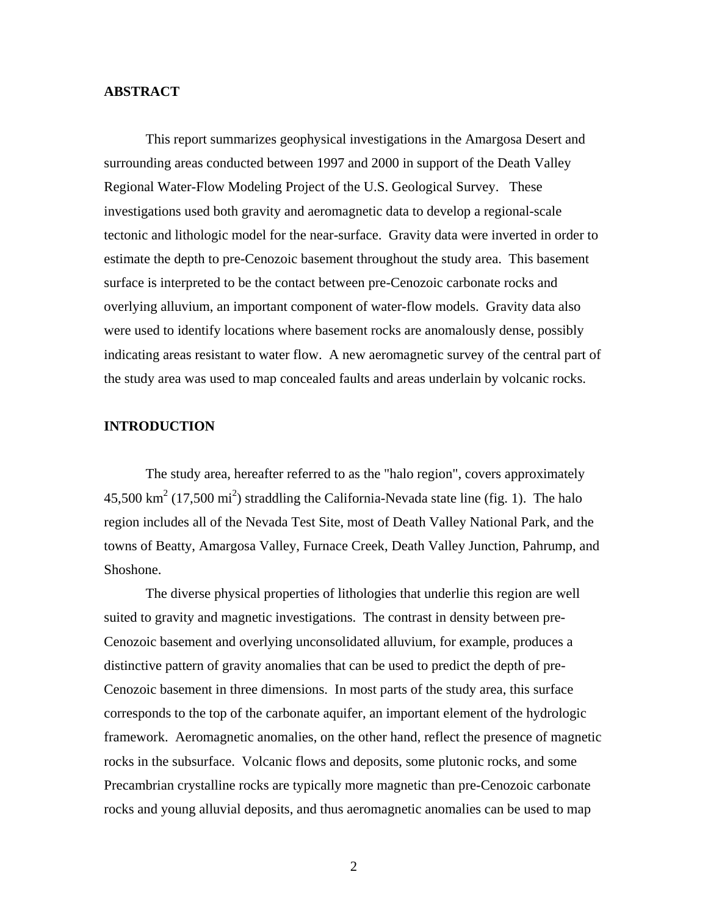## ABSTRACT

This report summarizes geophysical investigations in the Amargosa Desert and surrounding areas conducted between 1997 and 2000 in support of the Death Valley Regional Water-Flow Modeling Project of the U.S. Geological Survey. These investigations used both gravity and aeromagnetic data to develop a regional-scale tectonic and lithologic model for the near-surface. Gravity data were inverted in order to estimate the depth to pre-Cenozoic basement throughout the study area. This basement surface is interpreted to be the contact between pre-Cenozoic carbonate rocks and overlying alluvium, an important component of water-flow models. Gravity data also were used to identify locations where basement rocks are anomalously dense, possibly indicating areas resistant to water flow. A new aeromagnetic survey of the central part of the study area was used to map concealed faults and areas underlain by volcanic rocks.

## INTRODUCTION

The study area, hereafter referred to as the "halo region", covers approximately 45,500 km$^2$ (17,500 mi$^2$) straddling the California-Nevada state line (fig. 1). The halo region includes all of the Nevada Test Site, most of Death Valley National Park, and the towns of Beatty, Amargosa Valley, Furnace Creek, Death Valley Junction, Pahrump, and Shoshone.

The diverse physical properties of lithologies that underlie this region are well suited to gravity and magnetic investigations. The contrast in density between pre-Cenozoic basement and overlying unconsolidated alluvium, for example, produces a distinctive pattern of gravity anomalies that can be used to predict the depth of pre-Cenozoic basement in three dimensions. In most parts of the study area, this surface corresponds to the top of the carbonate aquifer, an important element of the hydrologic framework. Aeromagnetic anomalies, on the other hand, reflect the presence of magnetic rocks in the subsurface. Volcanic flows and deposits, some plutonic rocks, and some Precambrian crystalline rocks are typically more magnetic than pre-Cenozoic carbonate rocks and young alluvial deposits, and thus aeromagnetic anomalies can be used to map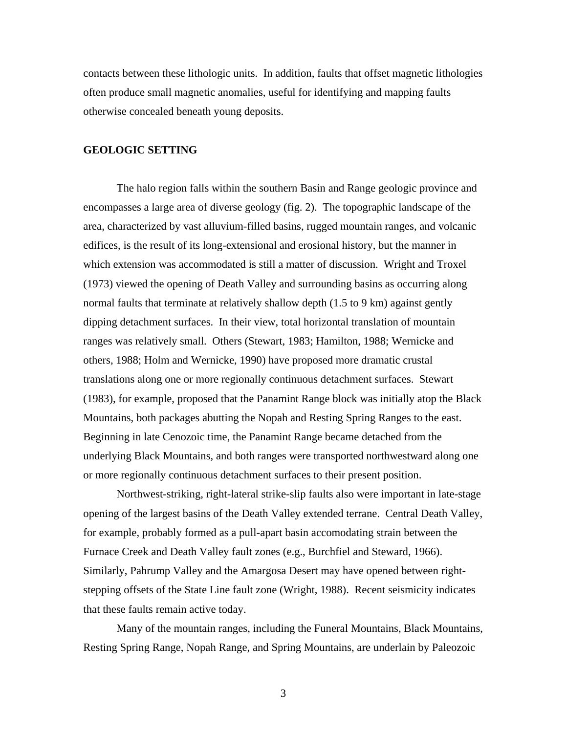contacts between these lithologic units. In addition, faults that offset magnetic lithologies often produce small magnetic anomalies, useful for identifying and mapping faults otherwise concealed beneath young deposits.

## GEOLOGIC SETTING

The halo region falls within the southern Basin and Range geologic province and encompasses a large area of diverse geology (fig. 2). The topographic landscape of the area, characterized by vast alluvium-filled basins, rugged mountain ranges, and volcanic edifices, is the result of its long-extensional and erosional history, but the manner in which extension was accommodated is still a matter of discussion. Wright and Troxel (1973) viewed the opening of Death Valley and surrounding basins as occurring along normal faults that terminate at relatively shallow depth (1.5 to 9 km) against gently dipping detachment surfaces. In their view, total horizontal translation of mountain ranges was relatively small. Others (Stewart, 1983; Hamilton, 1988; Wernicke and others, 1988; Holm and Wernicke, 1990) have proposed more dramatic crustal translations along one or more regionally continuous detachment surfaces. Stewart (1983), for example, proposed that the Panamint Range block was initially atop the Black Mountains, both packages abutting the Nopah and Resting Spring Ranges to the east. Beginning in late Cenozoic time, the Panamint Range became detached from the underlying Black Mountains, and both ranges were transported northwestward along one or more regionally continuous detachment surfaces to their present position.

Northwest-striking, right-lateral strike-slip faults also were important in late-stage opening of the largest basins of the Death Valley extended terrane. Central Death Valley, for example, probably formed as a pull-apart basin accomodating strain between the Furnace Creek and Death Valley fault zones (e.g., Burchfiel and Steward, 1966). Similarly, Pahrump Valley and the Amargosa Desert may have opened between right-stepping offsets of the State Line fault zone (Wright, 1988). Recent seismicity indicates that these faults remain active today.

Many of the mountain ranges, including the Funeral Mountains, Black Mountains, Resting Spring Range, Nopah Range, and Spring Mountains, are underlain by Paleozoic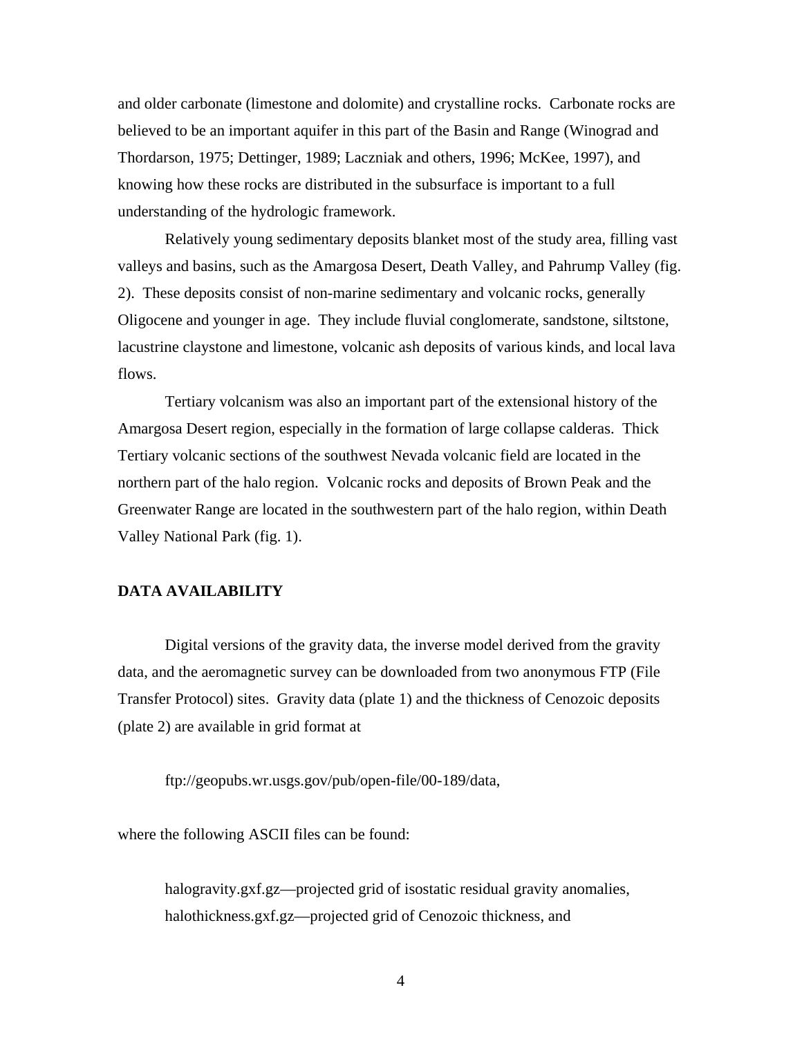and older carbonate (limestone and dolomite) and crystalline rocks. Carbonate rocks are believed to be an important aquifer in this part of the Basin and Range (Winograd and Thordarson, 1975; Dettinger, 1989; Laczniak and others, 1996; McKee, 1997), and knowing how these rocks are distributed in the subsurface is important to a full understanding of the hydrologic framework.

Relatively young sedimentary deposits blanket most of the study area, filling vast valleys and basins, such as the Amargosa Desert, Death Valley, and Pahrump Valley (fig. 2). These deposits consist of non-marine sedimentary and volcanic rocks, generally Oligocene and younger in age. They include fluvial conglomerate, sandstone, siltstone, lacustrine claystone and limestone, volcanic ash deposits of various kinds, and local lava flows.

Tertiary volcanism was also an important part of the extensional history of the Amargosa Desert region, especially in the formation of large collapse calderas. Thick Tertiary volcanic sections of the southwest Nevada volcanic field are located in the northern part of the halo region. Volcanic rocks and deposits of Brown Peak and the Greenwater Range are located in the southwestern part of the halo region, within Death Valley National Park (fig. 1).

## DATA AVAILABILITY

Digital versions of the gravity data, the inverse model derived from the gravity data, and the aeromagnetic survey can be downloaded from two anonymous FTP (File Transfer Protocol) sites. Gravity data (plate 1) and the thickness of Cenozoic deposits (plate 2) are available in grid format at

ftp://geopubs.wr.usgs.gov/pub/open-file/00-189/data,

where the following ASCII files can be found:

halogravity.gxf.gz—projected grid of isostatic residual gravity anomalies,
halothickness.gxf.gz—projected grid of Cenozoic thickness, and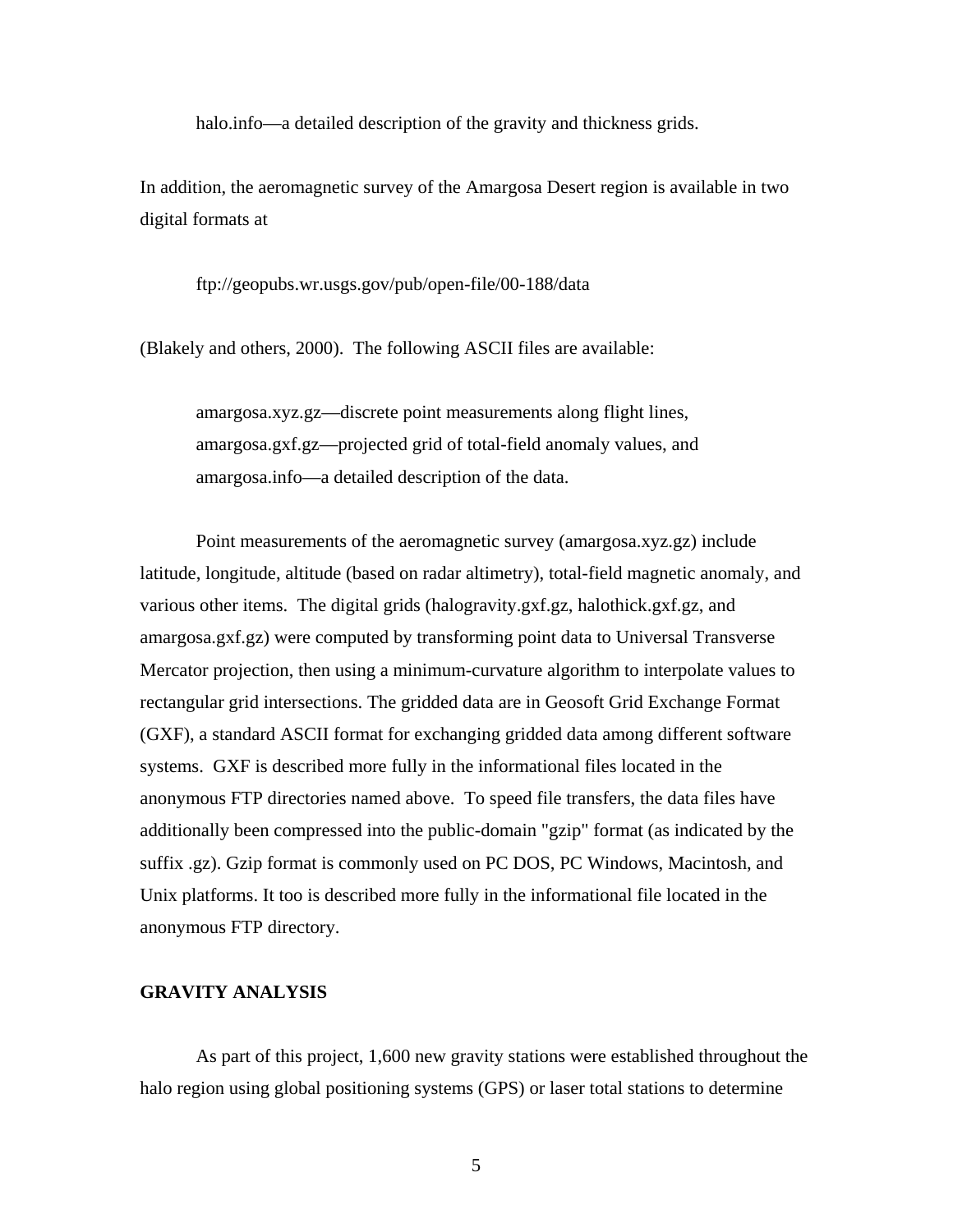halo.info—a detailed description of the gravity and thickness grids.

In addition, the aeromagnetic survey of the Amargosa Desert region is available in two digital formats at

ftp://geopubs.wr.usgs.gov/pub/open-file/00-188/data

(Blakely and others, 2000). The following ASCII files are available:

amargosa.xyz.gz—discrete point measurements along flight lines,
amargosa.gxf.gz—projected grid of total-field anomaly values, and
amargosa.info—a detailed description of the data.

Point measurements of the aeromagnetic survey (amargosa.xyz.gz) include latitude, longitude, altitude (based on radar altimetry), total-field magnetic anomaly, and various other items. The digital grids (halogravity.gxf.gz, halothick.gxf.gz, and amargosa.gxf.gz) were computed by transforming point data to Universal Transverse Mercator projection, then using a minimum-curvature algorithm to interpolate values to rectangular grid intersections. The gridded data are in Geosoft Grid Exchange Format (GXF), a standard ASCII format for exchanging gridded data among different software systems. GXF is described more fully in the informational files located in the anonymous FTP directories named above. To speed file transfers, the data files have additionally been compressed into the public-domain "gzip" format (as indicated by the suffix .gz). Gzip format is commonly used on PC DOS, PC Windows, Macintosh, and Unix platforms. It too is described more fully in the informational file located in the anonymous FTP directory.

## GRAVITY ANALYSIS

As part of this project, 1,600 new gravity stations were established throughout the halo region using global positioning systems (GPS) or laser total stations to determine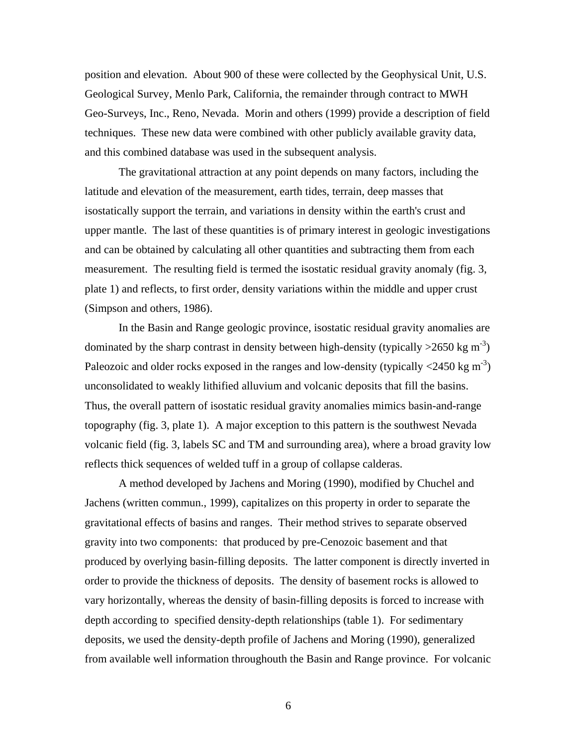position and elevation. About 900 of these were collected by the Geophysical Unit, U.S. Geological Survey, Menlo Park, California, the remainder through contract to MWH Geo-Surveys, Inc., Reno, Nevada. Morin and others (1999) provide a description of field techniques. These new data were combined with other publicly available gravity data, and this combined database was used in the subsequent analysis.

The gravitational attraction at any point depends on many factors, including the latitude and elevation of the measurement, earth tides, terrain, deep masses that isostatically support the terrain, and variations in density within the earth's crust and upper mantle. The last of these quantities is of primary interest in geologic investigations and can be obtained by calculating all other quantities and subtracting them from each measurement. The resulting field is termed the isostatic residual gravity anomaly (fig. 3, plate 1) and reflects, to first order, density variations within the middle and upper crust (Simpson and others, 1986).

In the Basin and Range geologic province, isostatic residual gravity anomalies are dominated by the sharp contrast in density between high-density (typically >2650 kg $m^{-3}$) Paleozoic and older rocks exposed in the ranges and low-density (typically <2450 kg $m^{-3}$) unconsolidated to weakly lithified alluvium and volcanic deposits that fill the basins. Thus, the overall pattern of isostatic residual gravity anomalies mimics basin-and-range topography (fig. 3, plate 1). A major exception to this pattern is the southwest Nevada volcanic field (fig. 3, labels SC and TM and surrounding area), where a broad gravity low reflects thick sequences of welded tuff in a group of collapse calderas.

A method developed by Jachens and Moring (1990), modified by Chuchel and Jachens (written commun., 1999), capitalizes on this property in order to separate the gravitational effects of basins and ranges. Their method strives to separate observed gravity into two components: that produced by pre-Cenozoic basement and that produced by overlying basin-filling deposits. The latter component is directly inverted in order to provide the thickness of deposits. The density of basement rocks is allowed to vary horizontally, whereas the density of basin-filling deposits is forced to increase with depth according to specified density-depth relationships (table 1). For sedimentary deposits, we used the density-depth profile of Jachens and Moring (1990), generalized from available well information throughouth the Basin and Range province. For volcanic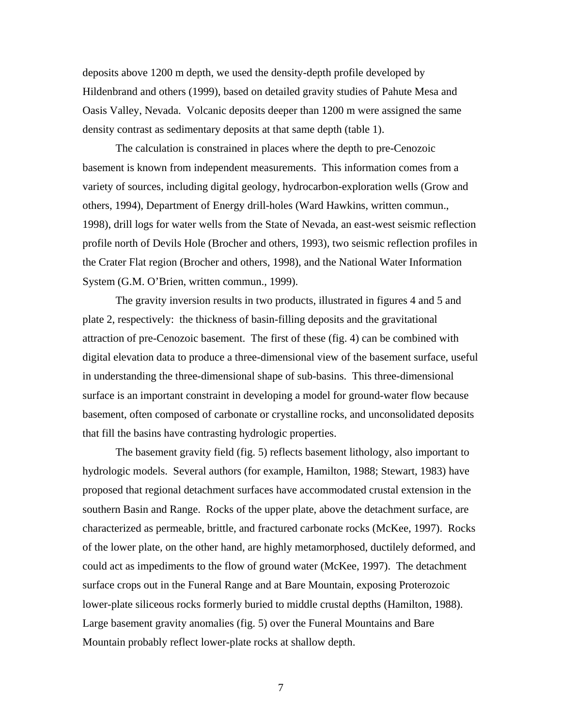deposits above 1200 m depth, we used the density-depth profile developed by Hildenbrand and others (1999), based on detailed gravity studies of Pahute Mesa and Oasis Valley, Nevada. Volcanic deposits deeper than 1200 m were assigned the same density contrast as sedimentary deposits at that same depth (table 1).

The calculation is constrained in places where the depth to pre-Cenozoic basement is known from independent measurements. This information comes from a variety of sources, including digital geology, hydrocarbon-exploration wells (Grow and others, 1994), Department of Energy drill-holes (Ward Hawkins, written commun., 1998), drill logs for water wells from the State of Nevada, an east-west seismic reflection profile north of Devils Hole (Brocher and others, 1993), two seismic reflection profiles in the Crater Flat region (Brocher and others, 1998), and the National Water Information System (G.M. O'Brien, written commun., 1999).

The gravity inversion results in two products, illustrated in figures 4 and 5 and plate 2, respectively: the thickness of basin-filling deposits and the gravitational attraction of pre-Cenozoic basement. The first of these (fig. 4) can be combined with digital elevation data to produce a three-dimensional view of the basement surface, useful in understanding the three-dimensional shape of sub-basins. This three-dimensional surface is an important constraint in developing a model for ground-water flow because basement, often composed of carbonate or crystalline rocks, and unconsolidated deposits that fill the basins have contrasting hydrologic properties.

The basement gravity field (fig. 5) reflects basement lithology, also important to hydrologic models. Several authors (for example, Hamilton, 1988; Stewart, 1983) have proposed that regional detachment surfaces have accommodated crustal extension in the southern Basin and Range. Rocks of the upper plate, above the detachment surface, are characterized as permeable, brittle, and fractured carbonate rocks (McKee, 1997). Rocks of the lower plate, on the other hand, are highly metamorphosed, ductilely deformed, and could act as impediments to the flow of ground water (McKee, 1997). The detachment surface crops out in the Funeral Range and at Bare Mountain, exposing Proterozoic lower-plate siliceous rocks formerly buried to middle crustal depths (Hamilton, 1988). Large basement gravity anomalies (fig. 5) over the Funeral Mountains and Bare Mountain probably reflect lower-plate rocks at shallow depth.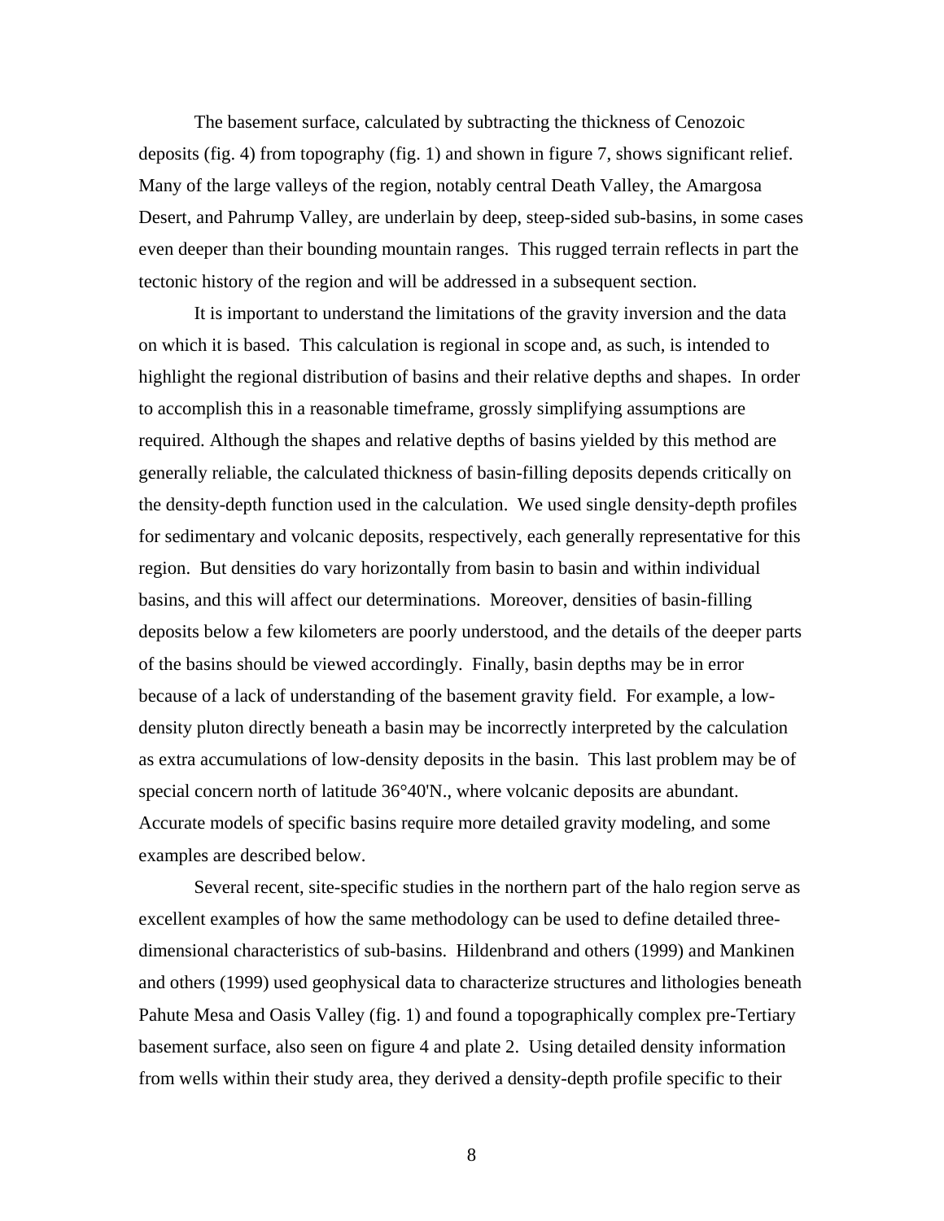The basement surface, calculated by subtracting the thickness of Cenozoic deposits (fig. 4) from topography (fig. 1) and shown in figure 7, shows significant relief. Many of the large valleys of the region, notably central Death Valley, the Amargosa Desert, and Pahrump Valley, are underlain by deep, steep-sided sub-basins, in some cases even deeper than their bounding mountain ranges. This rugged terrain reflects in part the tectonic history of the region and will be addressed in a subsequent section.

It is important to understand the limitations of the gravity inversion and the data on which it is based. This calculation is regional in scope and, as such, is intended to highlight the regional distribution of basins and their relative depths and shapes. In order to accomplish this in a reasonable timeframe, grossly simplifying assumptions are required. Although the shapes and relative depths of basins yielded by this method are generally reliable, the calculated thickness of basin-filling deposits depends critically on the density-depth function used in the calculation. We used single density-depth profiles for sedimentary and volcanic deposits, respectively, each generally representative for this region. But densities do vary horizontally from basin to basin and within individual basins, and this will affect our determinations. Moreover, densities of basin-filling deposits below a few kilometers are poorly understood, and the details of the deeper parts of the basins should be viewed accordingly. Finally, basin depths may be in error because of a lack of understanding of the basement gravity field. For example, a low-density pluton directly beneath a basin may be incorrectly interpreted by the calculation as extra accumulations of low-density deposits in the basin. This last problem may be of special concern north of latitude 36°40'N., where volcanic deposits are abundant. Accurate models of specific basins require more detailed gravity modeling, and some examples are described below.

Several recent, site-specific studies in the northern part of the halo region serve as excellent examples of how the same methodology can be used to define detailed three-dimensional characteristics of sub-basins. Hildenbrand and others (1999) and Mankinen and others (1999) used geophysical data to characterize structures and lithologies beneath Pahute Mesa and Oasis Valley (fig. 1) and found a topographically complex pre-Tertiary basement surface, also seen on figure 4 and plate 2. Using detailed density information from wells within their study area, they derived a density-depth profile specific to their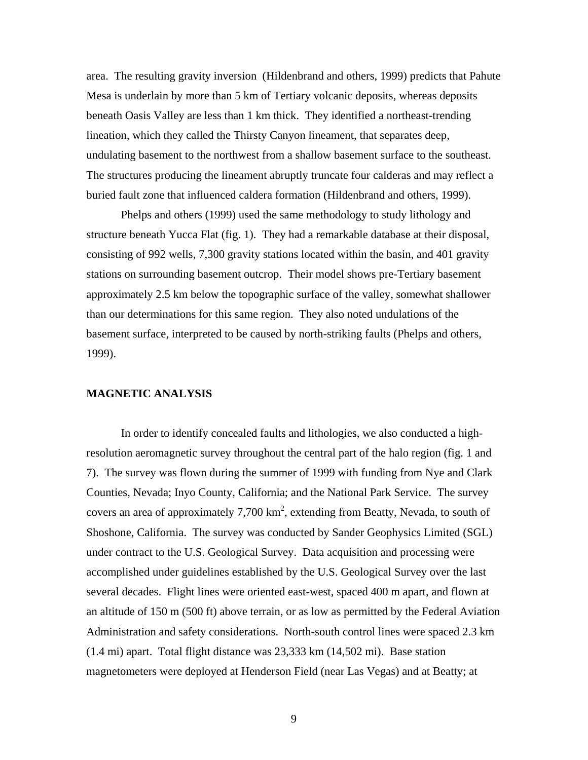area. The resulting gravity inversion (Hildenbrand and others, 1999) predicts that Pahute Mesa is underlain by more than 5 km of Tertiary volcanic deposits, whereas deposits beneath Oasis Valley are less than 1 km thick. They identified a northeast-trending lineation, which they called the Thirsty Canyon lineament, that separates deep, undulating basement to the northwest from a shallow basement surface to the southeast. The structures producing the lineament abruptly truncate four calderas and may reflect a buried fault zone that influenced caldera formation (Hildenbrand and others, 1999).

Phelps and others (1999) used the same methodology to study lithology and structure beneath Yucca Flat (fig. 1). They had a remarkable database at their disposal, consisting of 992 wells, 7,300 gravity stations located within the basin, and 401 gravity stations on surrounding basement outcrop. Their model shows pre-Tertiary basement approximately 2.5 km below the topographic surface of the valley, somewhat shallower than our determinations for this same region. They also noted undulations of the basement surface, interpreted to be caused by north-striking faults (Phelps and others, 1999).

## MAGNETIC ANALYSIS

In order to identify concealed faults and lithologies, we also conducted a high-resolution aeromagnetic survey throughout the central part of the halo region (fig. 1 and 7). The survey was flown during the summer of 1999 with funding from Nye and Clark Counties, Nevada; Inyo County, California; and the National Park Service. The survey covers an area of approximately 7,700 km$^2$, extending from Beatty, Nevada, to south of Shoshone, California. The survey was conducted by Sander Geophysics Limited (SGL) under contract to the U.S. Geological Survey. Data acquisition and processing were accomplished under guidelines established by the U.S. Geological Survey over the last several decades. Flight lines were oriented east-west, spaced 400 m apart, and flown at an altitude of 150 m (500 ft) above terrain, or as low as permitted by the Federal Aviation Administration and safety considerations. North-south control lines were spaced 2.3 km (1.4 mi) apart. Total flight distance was 23,333 km (14,502 mi). Base station magnetometers were deployed at Henderson Field (near Las Vegas) and at Beatty; at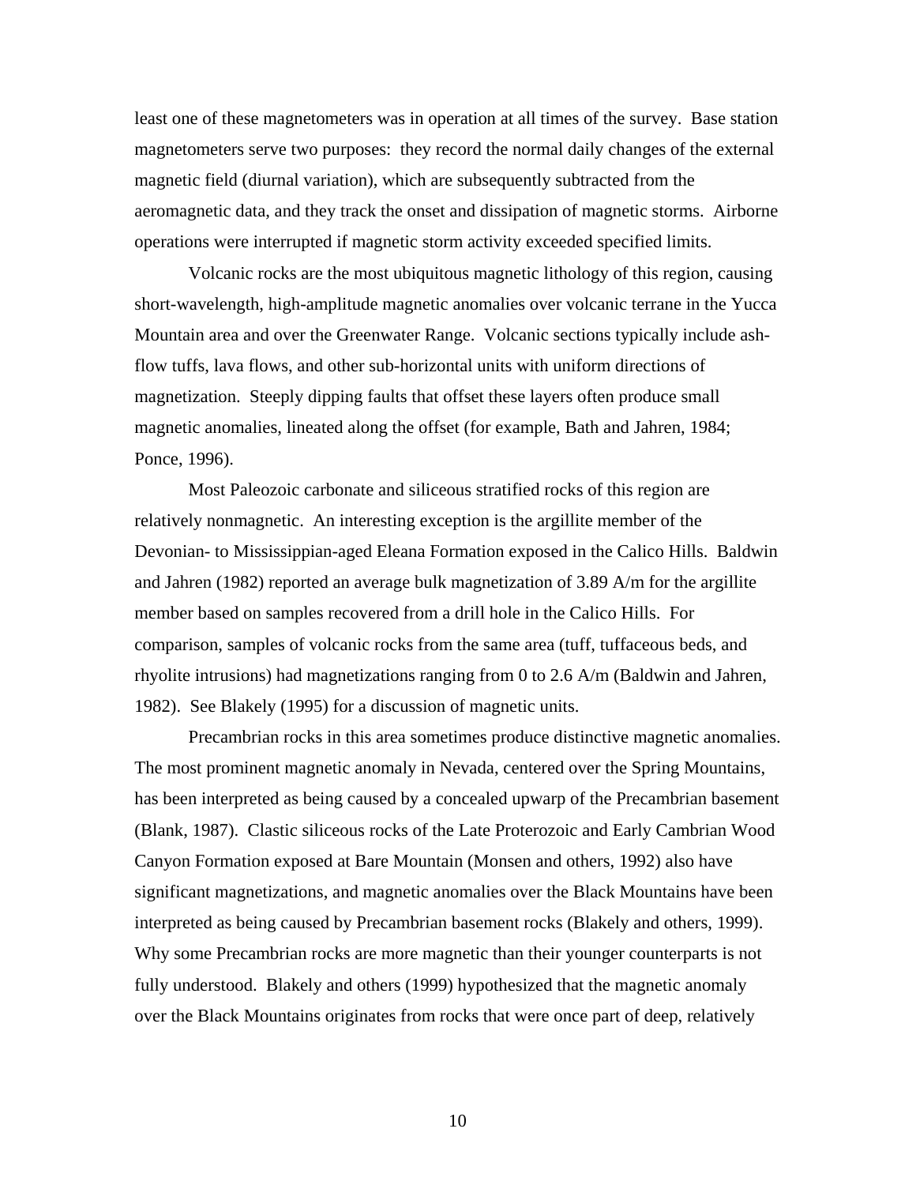least one of these magnetometers was in operation at all times of the survey. Base station magnetometers serve two purposes: they record the normal daily changes of the external magnetic field (diurnal variation), which are subsequently subtracted from the aeromagnetic data, and they track the onset and dissipation of magnetic storms. Airborne operations were interrupted if magnetic storm activity exceeded specified limits.

Volcanic rocks are the most ubiquitous magnetic lithology of this region, causing short-wavelength, high-amplitude magnetic anomalies over volcanic terrane in the Yucca Mountain area and over the Greenwater Range. Volcanic sections typically include ash-flow tuffs, lava flows, and other sub-horizontal units with uniform directions of magnetization. Steeply dipping faults that offset these layers often produce small magnetic anomalies, lineated along the offset (for example, Bath and Jahren, 1984; Ponce, 1996).

Most Paleozoic carbonate and siliceous stratified rocks of this region are relatively nonmagnetic. An interesting exception is the argillite member of the Devonian- to Mississippian-aged Eleana Formation exposed in the Calico Hills. Baldwin and Jahren (1982) reported an average bulk magnetization of 3.89 A/m for the argillite member based on samples recovered from a drill hole in the Calico Hills. For comparison, samples of volcanic rocks from the same area (tuff, tuffaceous beds, and rhyolite intrusions) had magnetizations ranging from 0 to 2.6 A/m (Baldwin and Jahren, 1982). See Blakely (1995) for a discussion of magnetic units.

Precambrian rocks in this area sometimes produce distinctive magnetic anomalies. The most prominent magnetic anomaly in Nevada, centered over the Spring Mountains, has been interpreted as being caused by a concealed upwarp of the Precambrian basement (Blank, 1987). Clastic siliceous rocks of the Late Proterozoic and Early Cambrian Wood Canyon Formation exposed at Bare Mountain (Monsen and others, 1992) also have significant magnetizations, and magnetic anomalies over the Black Mountains have been interpreted as being caused by Precambrian basement rocks (Blakely and others, 1999). Why some Precambrian rocks are more magnetic than their younger counterparts is not fully understood. Blakely and others (1999) hypothesized that the magnetic anomaly over the Black Mountains originates from rocks that were once part of deep, relatively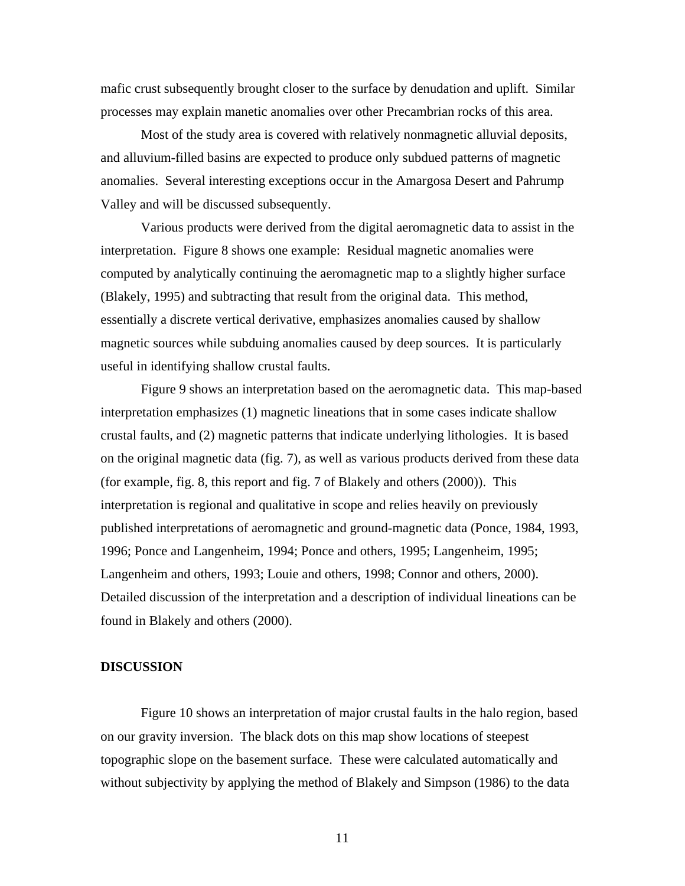mafic crust subsequently brought closer to the surface by denudation and uplift. Similar processes may explain manetic anomalies over other Precambrian rocks of this area.

Most of the study area is covered with relatively nonmagnetic alluvial deposits, and alluvium-filled basins are expected to produce only subdued patterns of magnetic anomalies. Several interesting exceptions occur in the Amargosa Desert and Pahrump Valley and will be discussed subsequently.

Various products were derived from the digital aeromagnetic data to assist in the interpretation. Figure 8 shows one example: Residual magnetic anomalies were computed by analytically continuing the aeromagnetic map to a slightly higher surface (Blakely, 1995) and subtracting that result from the original data. This method, essentially a discrete vertical derivative, emphasizes anomalies caused by shallow magnetic sources while subduing anomalies caused by deep sources. It is particularly useful in identifying shallow crustal faults.

Figure 9 shows an interpretation based on the aeromagnetic data. This map-based interpretation emphasizes (1) magnetic lineations that in some cases indicate shallow crustal faults, and (2) magnetic patterns that indicate underlying lithologies. It is based on the original magnetic data (fig. 7), as well as various products derived from these data (for example, fig. 8, this report and fig. 7 of Blakely and others (2000)). This interpretation is regional and qualitative in scope and relies heavily on previously published interpretations of aeromagnetic and ground-magnetic data (Ponce, 1984, 1993, 1996; Ponce and Langenheim, 1994; Ponce and others, 1995; Langenheim, 1995; Langenheim and others, 1993; Louie and others, 1998; Connor and others, 2000). Detailed discussion of the interpretation and a description of individual lineations can be found in Blakely and others (2000).

**DISCUSSION**

Figure 10 shows an interpretation of major crustal faults in the halo region, based on our gravity inversion. The black dots on this map show locations of steepest topographic slope on the basement surface. These were calculated automatically and without subjectivity by applying the method of Blakely and Simpson (1986) to the data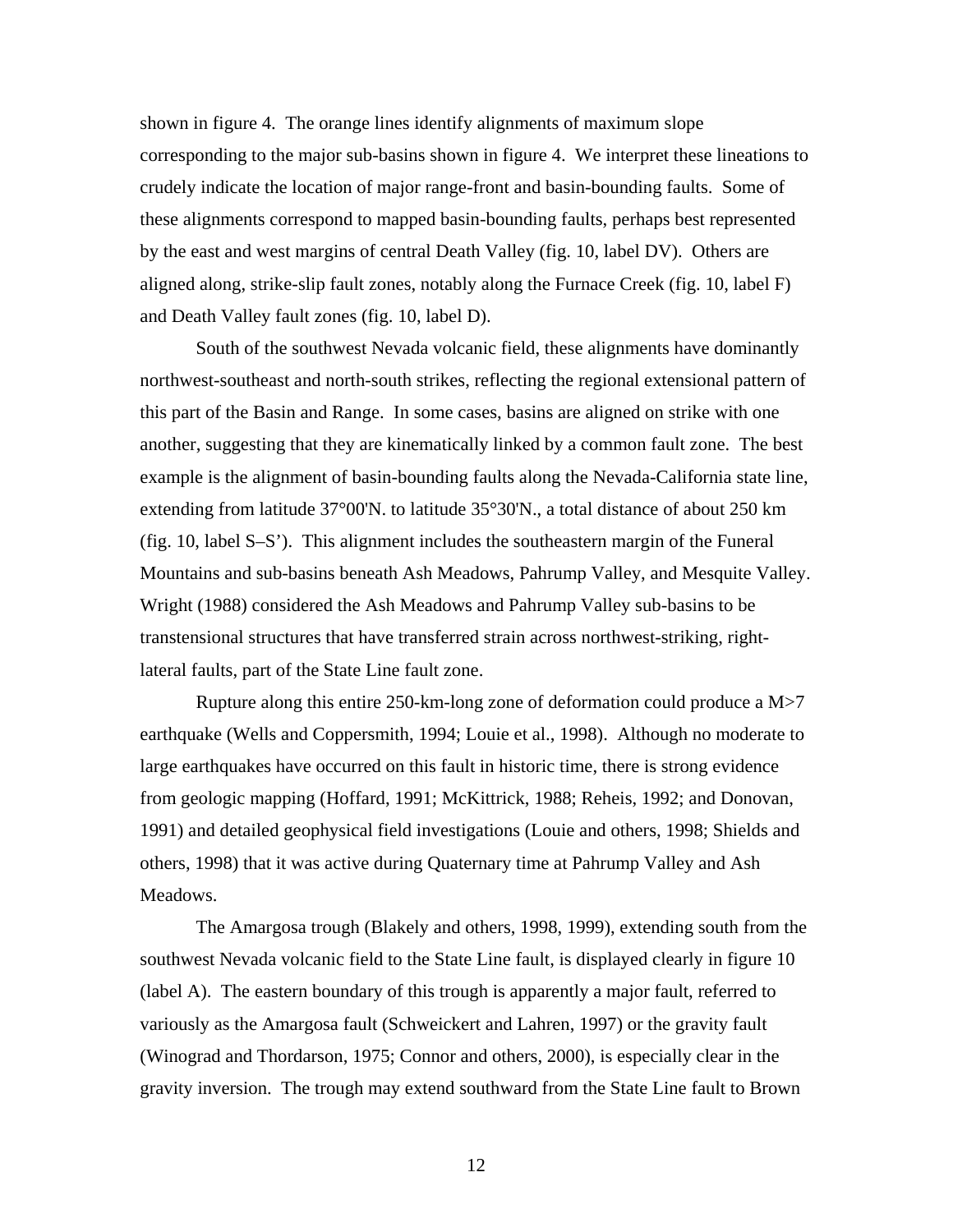shown in figure 4. The orange lines identify alignments of maximum slope corresponding to the major sub-basins shown in figure 4. We interpret these lineations to crudely indicate the location of major range-front and basin-bounding faults. Some of these alignments correspond to mapped basin-bounding faults, perhaps best represented by the east and west margins of central Death Valley (fig. 10, label DV). Others are aligned along, strike-slip fault zones, notably along the Furnace Creek (fig. 10, label F) and Death Valley fault zones (fig. 10, label D).

South of the southwest Nevada volcanic field, these alignments have dominantly northwest-southeast and north-south strikes, reflecting the regional extensional pattern of this part of the Basin and Range. In some cases, basins are aligned on strike with one another, suggesting that they are kinematically linked by a common fault zone. The best example is the alignment of basin-bounding faults along the Nevada-California state line, extending from latitude 37°00'N. to latitude 35°30'N., a total distance of about 250 km (fig. 10, label S–S'). This alignment includes the southeastern margin of the Funeral Mountains and sub-basins beneath Ash Meadows, Pahrump Valley, and Mesquite Valley. Wright (1988) considered the Ash Meadows and Pahrump Valley sub-basins to be transtensional structures that have transferred strain across northwest-striking, right-lateral faults, part of the State Line fault zone.

Rupture along this entire 250-km-long zone of deformation could produce a M>7 earthquake (Wells and Coppersmith, 1994; Louie et al., 1998). Although no moderate to large earthquakes have occurred on this fault in historic time, there is strong evidence from geologic mapping (Hoffard, 1991; McKittrick, 1988; Reheis, 1992; and Donovan, 1991) and detailed geophysical field investigations (Louie and others, 1998; Shields and others, 1998) that it was active during Quaternary time at Pahrump Valley and Ash Meadows.

The Amargosa trough (Blakely and others, 1998, 1999), extending south from the southwest Nevada volcanic field to the State Line fault, is displayed clearly in figure 10 (label A). The eastern boundary of this trough is apparently a major fault, referred to variously as the Amargosa fault (Schweickert and Lahren, 1997) or the gravity fault (Winograd and Thordarson, 1975; Connor and others, 2000), is especially clear in the gravity inversion. The trough may extend southward from the State Line fault to Brown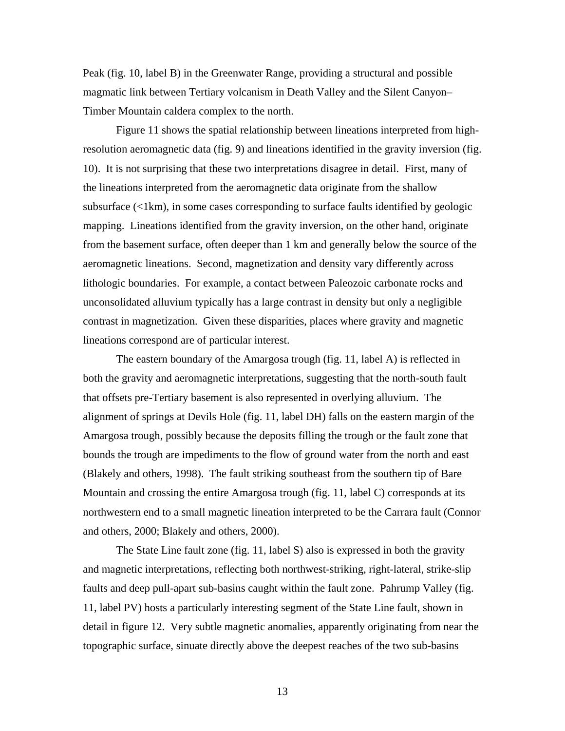Peak (fig. 10, label B) in the Greenwater Range, providing a structural and possible magmatic link between Tertiary volcanism in Death Valley and the Silent Canyon–Timber Mountain caldera complex to the north.

Figure 11 shows the spatial relationship between lineations interpreted from high-resolution aeromagnetic data (fig. 9) and lineations identified in the gravity inversion (fig. 10). It is not surprising that these two interpretations disagree in detail. First, many of the lineations interpreted from the aeromagnetic data originate from the shallow subsurface (<1km), in some cases corresponding to surface faults identified by geologic mapping. Lineations identified from the gravity inversion, on the other hand, originate from the basement surface, often deeper than 1 km and generally below the source of the aeromagnetic lineations. Second, magnetization and density vary differently across lithologic boundaries. For example, a contact between Paleozoic carbonate rocks and unconsolidated alluvium typically has a large contrast in density but only a negligible contrast in magnetization. Given these disparities, places where gravity and magnetic lineations correspond are of particular interest.

The eastern boundary of the Amargosa trough (fig. 11, label A) is reflected in both the gravity and aeromagnetic interpretations, suggesting that the north-south fault that offsets pre-Tertiary basement is also represented in overlying alluvium. The alignment of springs at Devils Hole (fig. 11, label DH) falls on the eastern margin of the Amargosa trough, possibly because the deposits filling the trough or the fault zone that bounds the trough are impediments to the flow of ground water from the north and east (Blakely and others, 1998). The fault striking southeast from the southern tip of Bare Mountain and crossing the entire Amargosa trough (fig. 11, label C) corresponds at its northwestern end to a small magnetic lineation interpreted to be the Carrara fault (Connor and others, 2000; Blakely and others, 2000).

The State Line fault zone (fig. 11, label S) also is expressed in both the gravity and magnetic interpretations, reflecting both northwest-striking, right-lateral, strike-slip faults and deep pull-apart sub-basins caught within the fault zone. Pahrump Valley (fig. 11, label PV) hosts a particularly interesting segment of the State Line fault, shown in detail in figure 12. Very subtle magnetic anomalies, apparently originating from near the topographic surface, sinuate directly above the deepest reaches of the two sub-basins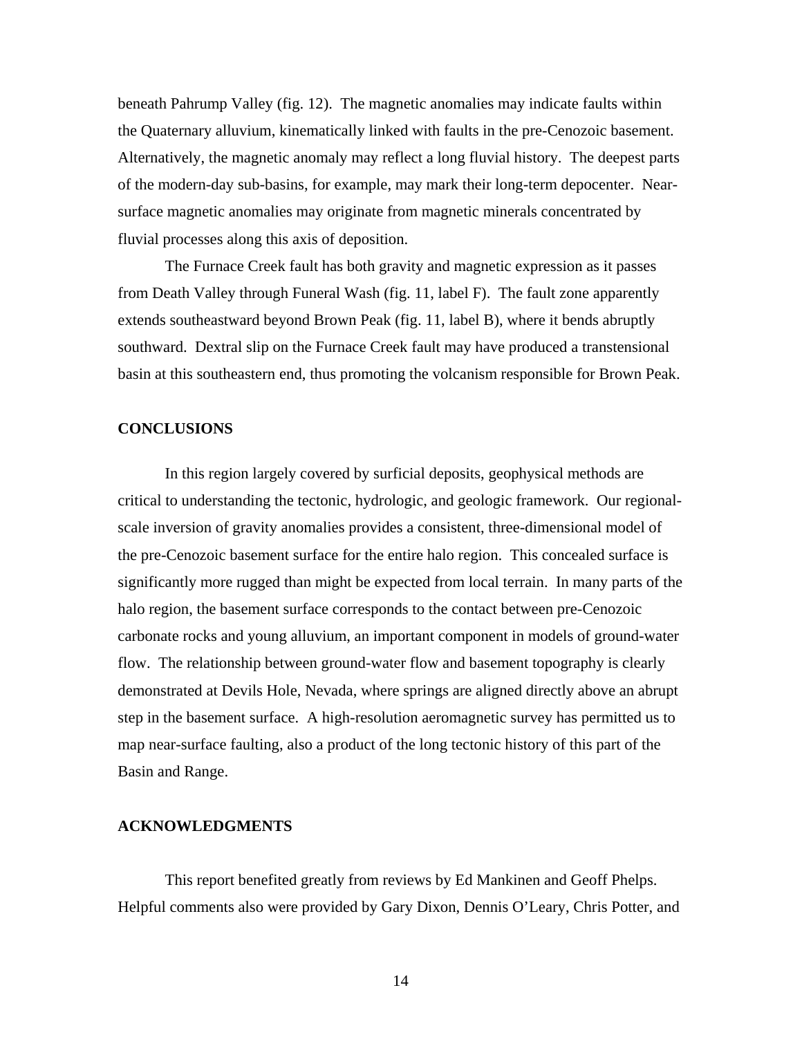beneath Pahrump Valley (fig. 12). The magnetic anomalies may indicate faults within the Quaternary alluvium, kinematically linked with faults in the pre-Cenozoic basement. Alternatively, the magnetic anomaly may reflect a long fluvial history. The deepest parts of the modern-day sub-basins, for example, may mark their long-term depocenter. Near-surface magnetic anomalies may originate from magnetic minerals concentrated by fluvial processes along this axis of deposition.

The Furnace Creek fault has both gravity and magnetic expression as it passes from Death Valley through Funeral Wash (fig. 11, label F). The fault zone apparently extends southeastward beyond Brown Peak (fig. 11, label B), where it bends abruptly southward. Dextral slip on the Furnace Creek fault may have produced a transtensional basin at this southeastern end, thus promoting the volcanism responsible for Brown Peak.

## CONCLUSIONS

In this region largely covered by surficial deposits, geophysical methods are critical to understanding the tectonic, hydrologic, and geologic framework. Our regional-scale inversion of gravity anomalies provides a consistent, three-dimensional model of the pre-Cenozoic basement surface for the entire halo region. This concealed surface is significantly more rugged than might be expected from local terrain. In many parts of the halo region, the basement surface corresponds to the contact between pre-Cenozoic carbonate rocks and young alluvium, an important component in models of ground-water flow. The relationship between ground-water flow and basement topography is clearly demonstrated at Devils Hole, Nevada, where springs are aligned directly above an abrupt step in the basement surface. A high-resolution aeromagnetic survey has permitted us to map near-surface faulting, also a product of the long tectonic history of this part of the Basin and Range.

## ACKNOWLEDGMENTS

This report benefited greatly from reviews by Ed Mankinen and Geoff Phelps. Helpful comments also were provided by Gary Dixon, Dennis O'Leary, Chris Potter, and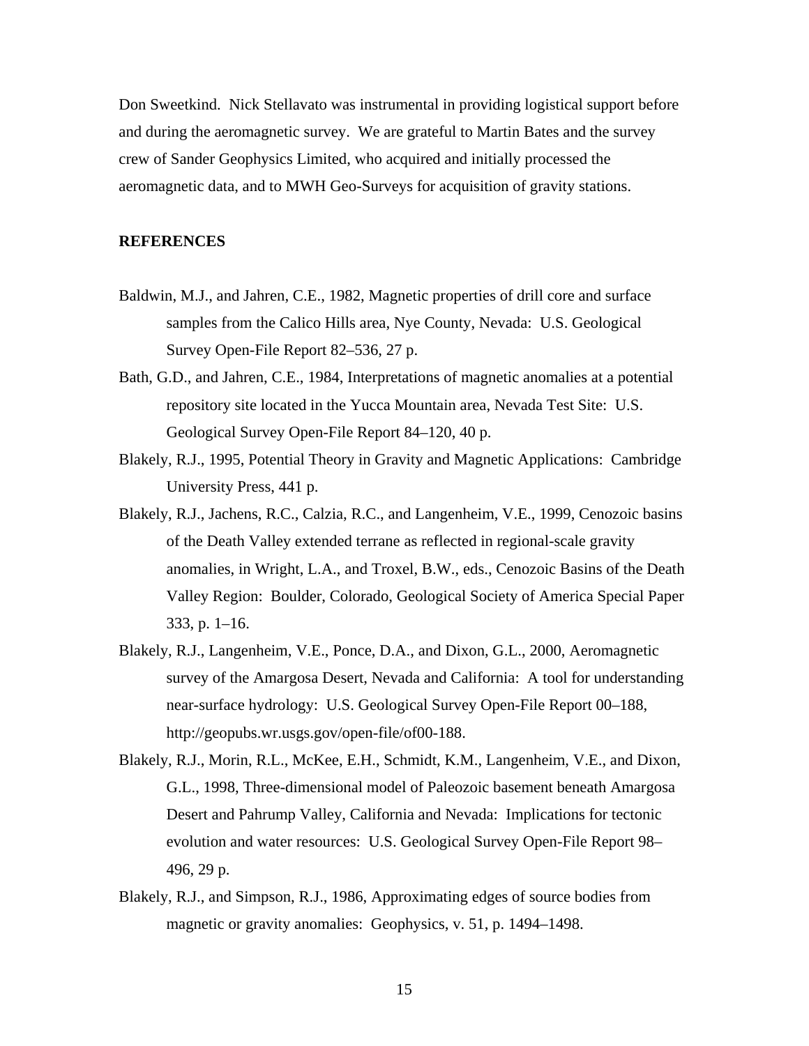Don Sweetkind. Nick Stellavato was instrumental in providing logistical support before and during the aeromagnetic survey. We are grateful to Martin Bates and the survey crew of Sander Geophysics Limited, who acquired and initially processed the aeromagnetic data, and to MWH Geo-Surveys for acquisition of gravity stations.

## REFERENCES

Baldwin, M.J., and Jahren, C.E., 1982, Magnetic properties of drill core and surface samples from the Calico Hills area, Nye County, Nevada: U.S. Geological Survey Open-File Report 82–536, 27 p.

Bath, G.D., and Jahren, C.E., 1984, Interpretations of magnetic anomalies at a potential repository site located in the Yucca Mountain area, Nevada Test Site: U.S. Geological Survey Open-File Report 84–120, 40 p.

Blakely, R.J., 1995, Potential Theory in Gravity and Magnetic Applications: Cambridge University Press, 441 p.

Blakely, R.J., Jachens, R.C., Calzia, R.C., and Langenheim, V.E., 1999, Cenozoic basins of the Death Valley extended terrane as reflected in regional-scale gravity anomalies, in Wright, L.A., and Troxel, B.W., eds., Cenozoic Basins of the Death Valley Region: Boulder, Colorado, Geological Society of America Special Paper 333, p. 1–16.

Blakely, R.J., Langenheim, V.E., Ponce, D.A., and Dixon, G.L., 2000, Aeromagnetic survey of the Amargosa Desert, Nevada and California: A tool for understanding near-surface hydrology: U.S. Geological Survey Open-File Report 00–188, http://geopubs.wr.usgs.gov/open-file/of00-188.

Blakely, R.J., Morin, R.L., McKee, E.H., Schmidt, K.M., Langenheim, V.E., and Dixon, G.L., 1998, Three-dimensional model of Paleozoic basement beneath Amargosa Desert and Pahrump Valley, California and Nevada: Implications for tectonic evolution and water resources: U.S. Geological Survey Open-File Report 98–496, 29 p.

Blakely, R.J., and Simpson, R.J., 1986, Approximating edges of source bodies from magnetic or gravity anomalies: Geophysics, v. 51, p. 1494–1498.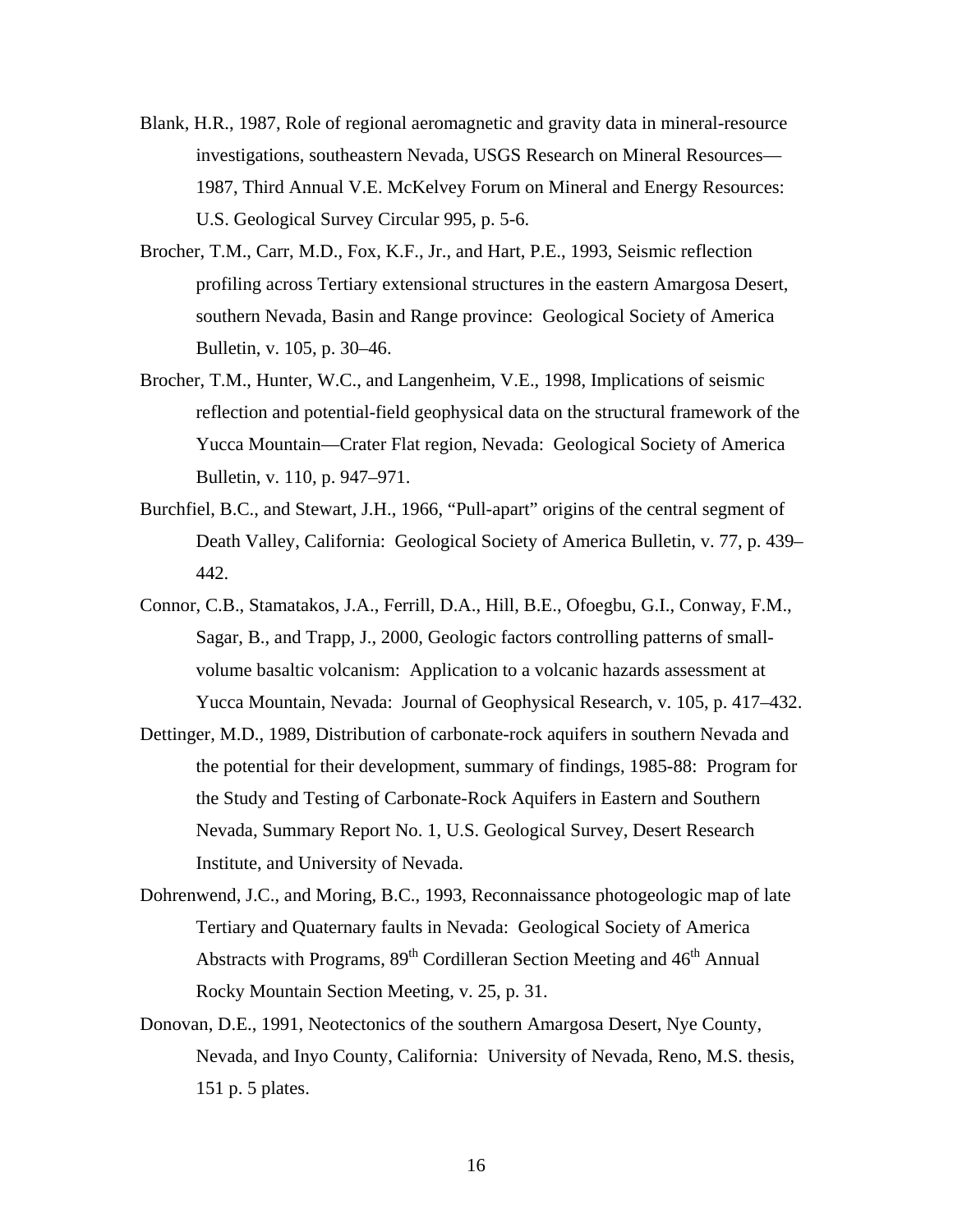Blank, H.R., 1987, Role of regional aeromagnetic and gravity data in mineral-resource investigations, southeastern Nevada, USGS Research on Mineral Resources—1987, Third Annual V.E. McKelvey Forum on Mineral and Energy Resources: U.S. Geological Survey Circular 995, p. 5-6.

Brocher, T.M., Carr, M.D., Fox, K.F., Jr., and Hart, P.E., 1993, Seismic reflection profiling across Tertiary extensional structures in the eastern Amargosa Desert, southern Nevada, Basin and Range province: Geological Society of America Bulletin, v. 105, p. 30–46.

Brocher, T.M., Hunter, W.C., and Langenheim, V.E., 1998, Implications of seismic reflection and potential-field geophysical data on the structural framework of the Yucca Mountain—Crater Flat region, Nevada: Geological Society of America Bulletin, v. 110, p. 947–971.

Burchfiel, B.C., and Stewart, J.H., 1966, "Pull-apart" origins of the central segment of Death Valley, California: Geological Society of America Bulletin, v. 77, p. 439–442.

Connor, C.B., Stamatakos, J.A., Ferrill, D.A., Hill, B.E., Ofoegbu, G.I., Conway, F.M., Sagar, B., and Trapp, J., 2000, Geologic factors controlling patterns of small-volume basaltic volcanism: Application to a volcanic hazards assessment at Yucca Mountain, Nevada: Journal of Geophysical Research, v. 105, p. 417–432.

Dettinger, M.D., 1989, Distribution of carbonate-rock aquifers in southern Nevada and the potential for their development, summary of findings, 1985-88: Program for the Study and Testing of Carbonate-Rock Aquifers in Eastern and Southern Nevada, Summary Report No. 1, U.S. Geological Survey, Desert Research Institute, and University of Nevada.

Dohrenwend, J.C., and Moring, B.C., 1993, Reconnaissance photogeologic map of late Tertiary and Quaternary faults in Nevada: Geological Society of America Abstracts with Programs, 89th Cordilleran Section Meeting and 46th Annual Rocky Mountain Section Meeting, v. 25, p. 31.

Donovan, D.E., 1991, Neotectonics of the southern Amargosa Desert, Nye County, Nevada, and Inyo County, California: University of Nevada, Reno, M.S. thesis, 151 p. 5 plates.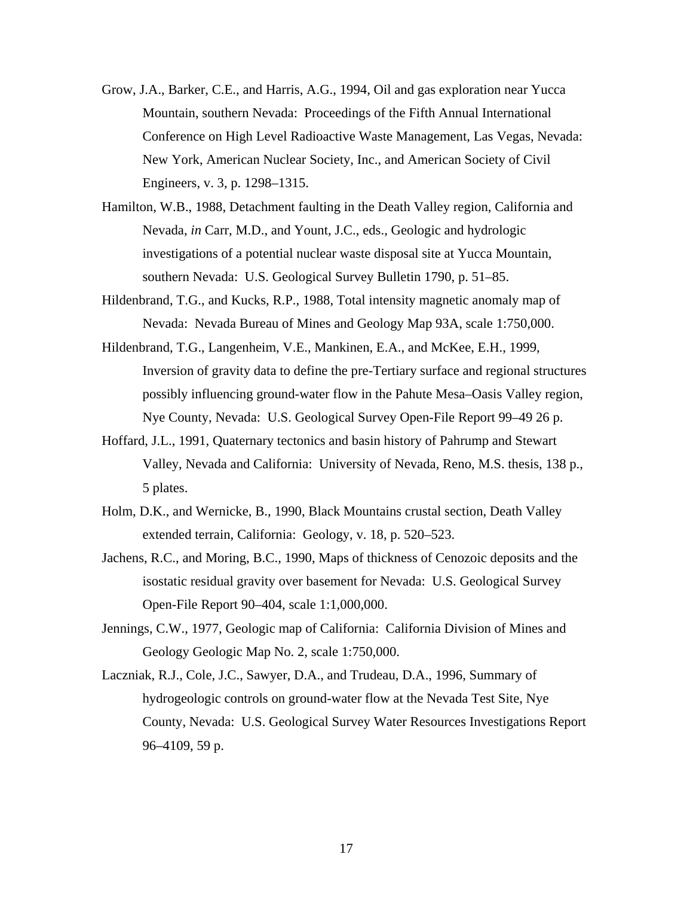Grow, J.A., Barker, C.E., and Harris, A.G., 1994, Oil and gas exploration near Yucca Mountain, southern Nevada: Proceedings of the Fifth Annual International Conference on High Level Radioactive Waste Management, Las Vegas, Nevada: New York, American Nuclear Society, Inc., and American Society of Civil Engineers, v. 3, p. 1298–1315.

Hamilton, W.B., 1988, Detachment faulting in the Death Valley region, California and Nevada, *in* Carr, M.D., and Yount, J.C., eds., Geologic and hydrologic investigations of a potential nuclear waste disposal site at Yucca Mountain, southern Nevada: U.S. Geological Survey Bulletin 1790, p. 51–85.

Hildenbrand, T.G., and Kucks, R.P., 1988, Total intensity magnetic anomaly map of Nevada: Nevada Bureau of Mines and Geology Map 93A, scale 1:750,000.

Hildenbrand, T.G., Langenheim, V.E., Mankinen, E.A., and McKee, E.H., 1999, Inversion of gravity data to define the pre-Tertiary surface and regional structures possibly influencing ground-water flow in the Pahute Mesa–Oasis Valley region, Nye County, Nevada: U.S. Geological Survey Open-File Report 99–49 26 p.

Hoffard, J.L., 1991, Quaternary tectonics and basin history of Pahrump and Stewart Valley, Nevada and California: University of Nevada, Reno, M.S. thesis, 138 p., 5 plates.

Holm, D.K., and Wernicke, B., 1990, Black Mountains crustal section, Death Valley extended terrain, California: Geology, v. 18, p. 520–523.

Jachens, R.C., and Moring, B.C., 1990, Maps of thickness of Cenozoic deposits and the isostatic residual gravity over basement for Nevada: U.S. Geological Survey Open-File Report 90–404, scale 1:1,000,000.

Jennings, C.W., 1977, Geologic map of California: California Division of Mines and Geology Geologic Map No. 2, scale 1:750,000.

Laczniak, R.J., Cole, J.C., Sawyer, D.A., and Trudeau, D.A., 1996, Summary of hydrogeologic controls on ground-water flow at the Nevada Test Site, Nye County, Nevada: U.S. Geological Survey Water Resources Investigations Report 96–4109, 59 p.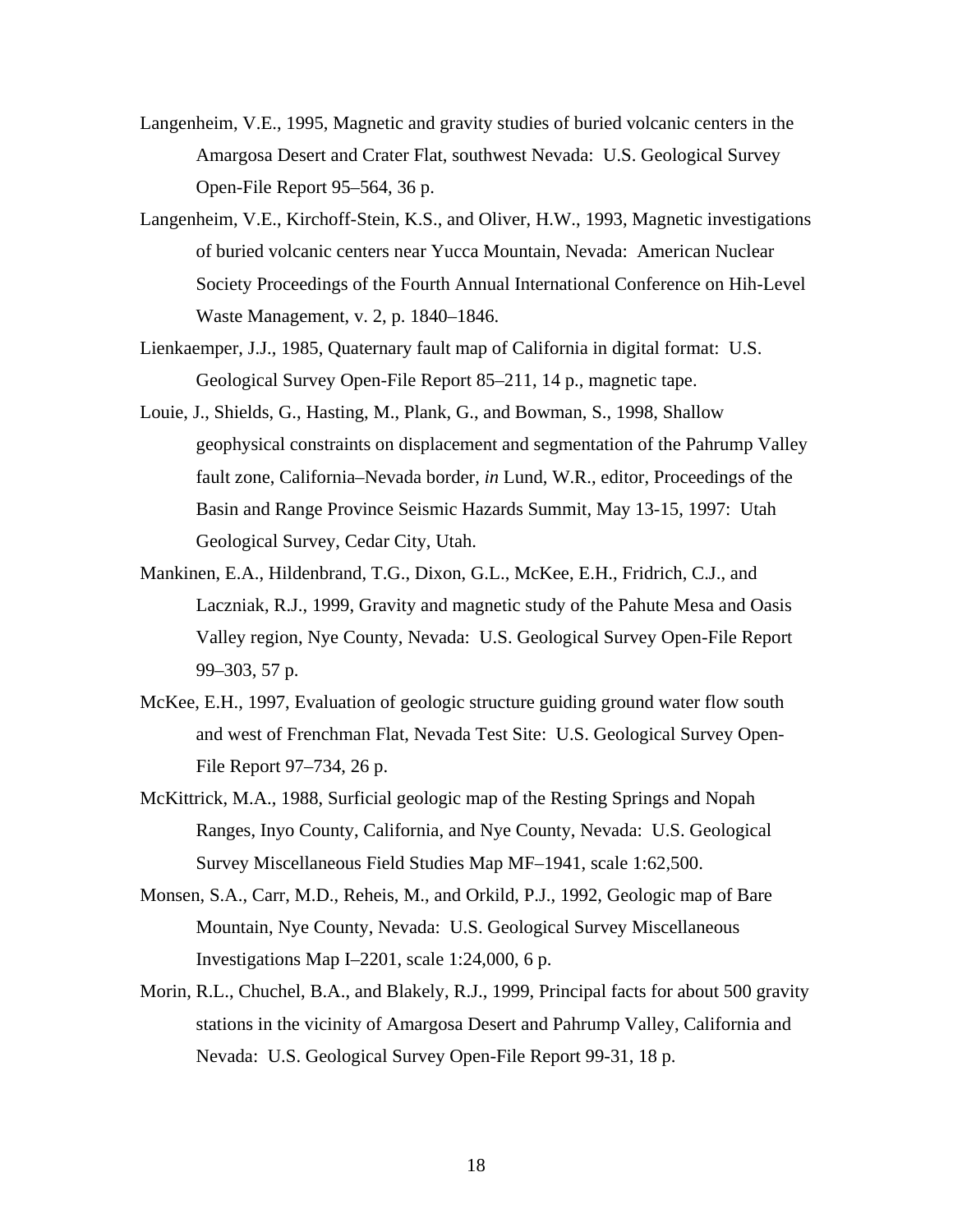Langenheim, V.E., 1995, Magnetic and gravity studies of buried volcanic centers in the Amargosa Desert and Crater Flat, southwest Nevada: U.S. Geological Survey Open-File Report 95–564, 36 p.

Langenheim, V.E., Kirchoff-Stein, K.S., and Oliver, H.W., 1993, Magnetic investigations of buried volcanic centers near Yucca Mountain, Nevada: American Nuclear Society Proceedings of the Fourth Annual International Conference on Hih-Level Waste Management, v. 2, p. 1840–1846.

Lienkaemper, J.J., 1985, Quaternary fault map of California in digital format: U.S. Geological Survey Open-File Report 85–211, 14 p., magnetic tape.

Louie, J., Shields, G., Hasting, M., Plank, G., and Bowman, S., 1998, Shallow geophysical constraints on displacement and segmentation of the Pahrump Valley fault zone, California–Nevada border, *in* Lund, W.R., editor, Proceedings of the Basin and Range Province Seismic Hazards Summit, May 13-15, 1997: Utah Geological Survey, Cedar City, Utah.

Mankinen, E.A., Hildenbrand, T.G., Dixon, G.L., McKee, E.H., Fridrich, C.J., and Laczniak, R.J., 1999, Gravity and magnetic study of the Pahute Mesa and Oasis Valley region, Nye County, Nevada: U.S. Geological Survey Open-File Report 99–303, 57 p.

McKee, E.H., 1997, Evaluation of geologic structure guiding ground water flow south and west of Frenchman Flat, Nevada Test Site: U.S. Geological Survey Open-File Report 97–734, 26 p.

McKittrick, M.A., 1988, Surficial geologic map of the Resting Springs and Nopah Ranges, Inyo County, California, and Nye County, Nevada: U.S. Geological Survey Miscellaneous Field Studies Map MF–1941, scale 1:62,500.

Monsen, S.A., Carr, M.D., Reheis, M., and Orkild, P.J., 1992, Geologic map of Bare Mountain, Nye County, Nevada: U.S. Geological Survey Miscellaneous Investigations Map I–2201, scale 1:24,000, 6 p.

Morin, R.L., Chuchel, B.A., and Blakely, R.J., 1999, Principal facts for about 500 gravity stations in the vicinity of Amargosa Desert and Pahrump Valley, California and Nevada: U.S. Geological Survey Open-File Report 99-31, 18 p.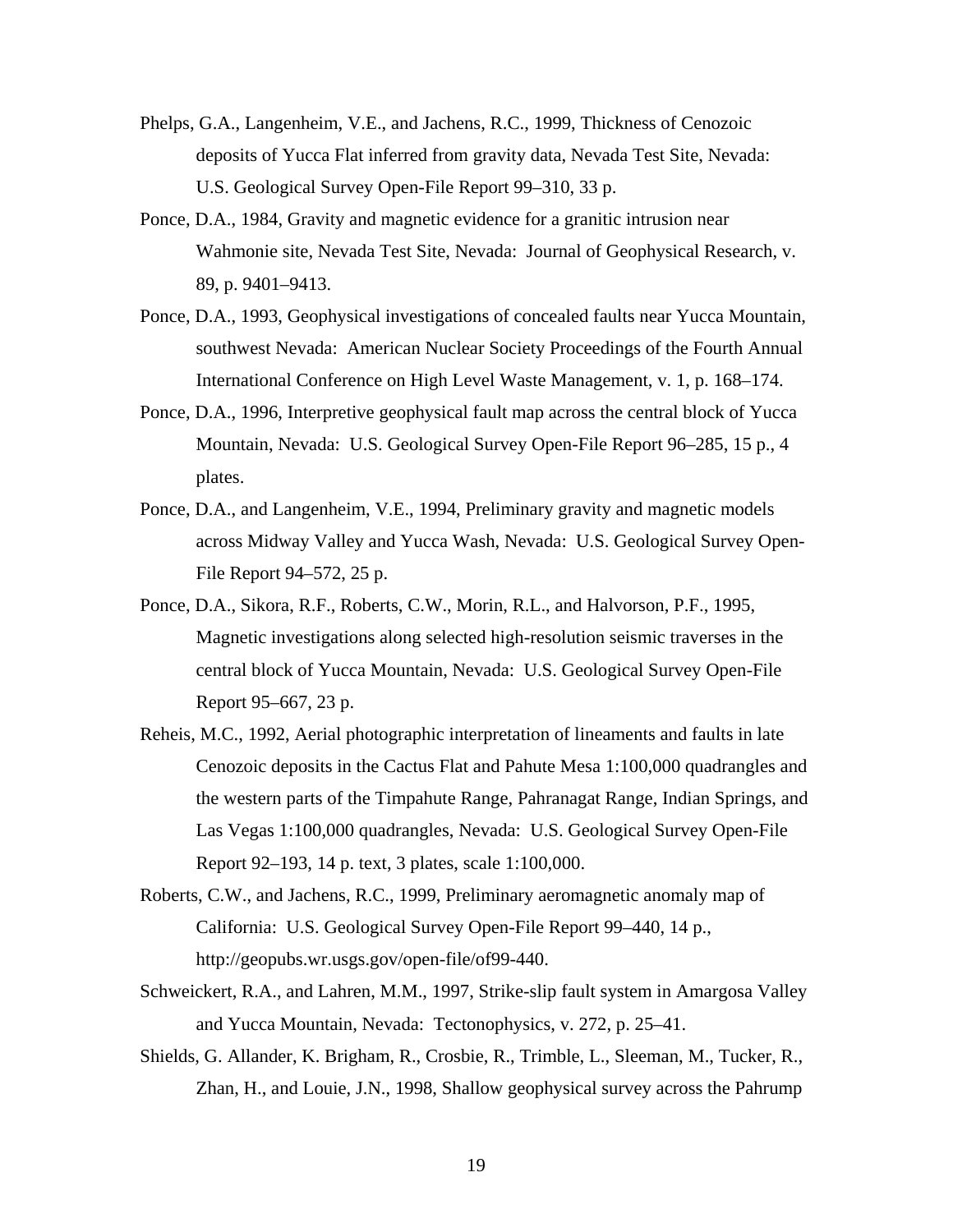Phelps, G.A., Langenheim, V.E., and Jachens, R.C., 1999, Thickness of Cenozoic deposits of Yucca Flat inferred from gravity data, Nevada Test Site, Nevada: U.S. Geological Survey Open-File Report 99–310, 33 p.

Ponce, D.A., 1984, Gravity and magnetic evidence for a granitic intrusion near Wahmonie site, Nevada Test Site, Nevada: Journal of Geophysical Research, v. 89, p. 9401–9413.

Ponce, D.A., 1993, Geophysical investigations of concealed faults near Yucca Mountain, southwest Nevada: American Nuclear Society Proceedings of the Fourth Annual International Conference on High Level Waste Management, v. 1, p. 168–174.

Ponce, D.A., 1996, Interpretive geophysical fault map across the central block of Yucca Mountain, Nevada: U.S. Geological Survey Open-File Report 96–285, 15 p., 4 plates.

Ponce, D.A., and Langenheim, V.E., 1994, Preliminary gravity and magnetic models across Midway Valley and Yucca Wash, Nevada: U.S. Geological Survey Open-File Report 94–572, 25 p.

Ponce, D.A., Sikora, R.F., Roberts, C.W., Morin, R.L., and Halvorson, P.F., 1995, Magnetic investigations along selected high-resolution seismic traverses in the central block of Yucca Mountain, Nevada: U.S. Geological Survey Open-File Report 95–667, 23 p.

Reheis, M.C., 1992, Aerial photographic interpretation of lineaments and faults in late Cenozoic deposits in the Cactus Flat and Pahute Mesa 1:100,000 quadrangles and the western parts of the Timpahute Range, Pahranagat Range, Indian Springs, and Las Vegas 1:100,000 quadrangles, Nevada: U.S. Geological Survey Open-File Report 92–193, 14 p. text, 3 plates, scale 1:100,000.

Roberts, C.W., and Jachens, R.C., 1999, Preliminary aeromagnetic anomaly map of California: U.S. Geological Survey Open-File Report 99–440, 14 p., http://geopubs.wr.usgs.gov/open-file/of99-440.

Schweickert, R.A., and Lahren, M.M., 1997, Strike-slip fault system in Amargosa Valley and Yucca Mountain, Nevada: Tectonophysics, v. 272, p. 25–41.

Shields, G. Allander, K. Brigham, R., Crosbie, R., Trimble, L., Sleeman, M., Tucker, R., Zhan, H., and Louie, J.N., 1998, Shallow geophysical survey across the Pahrump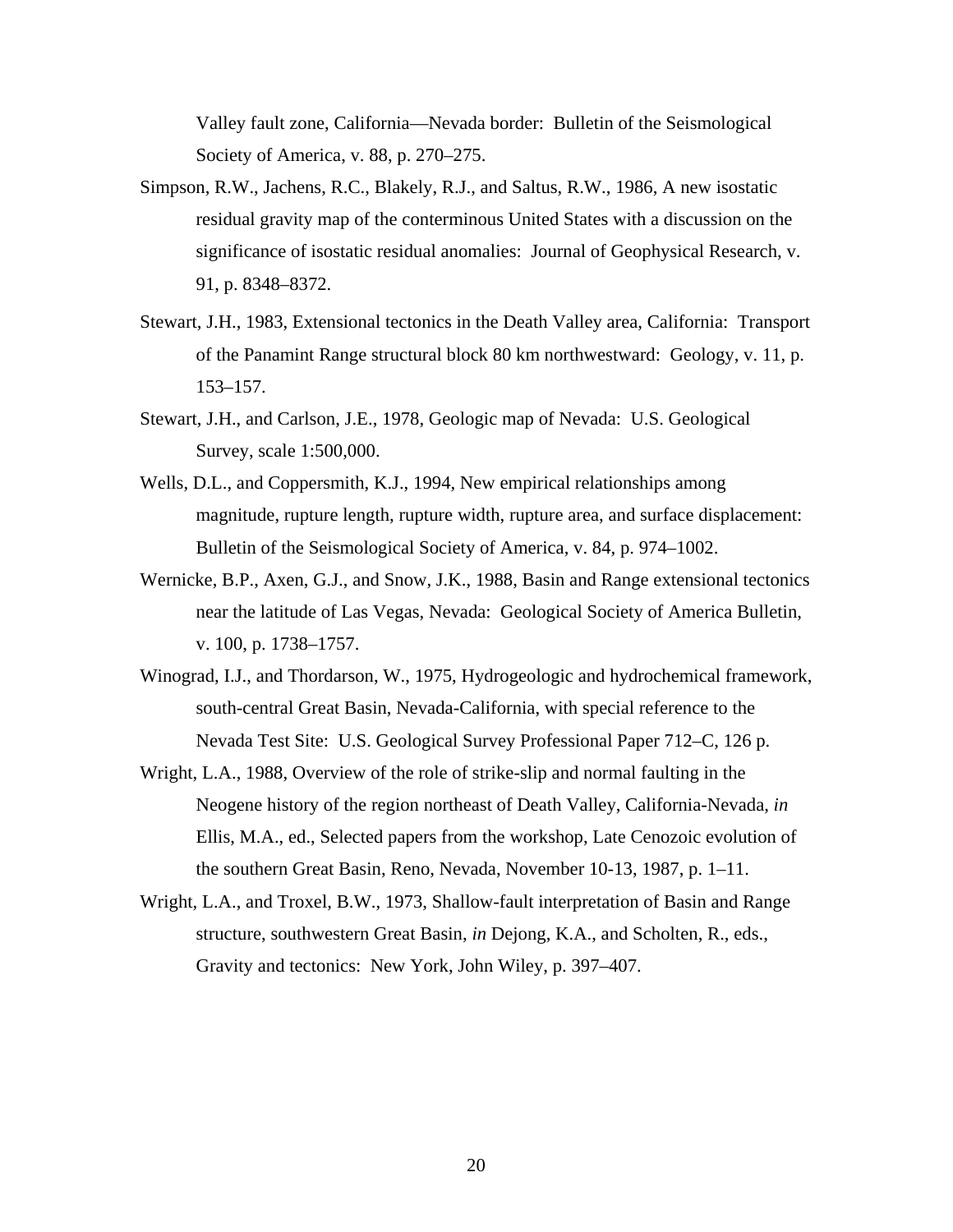Valley fault zone, California—Nevada border: Bulletin of the Seismological Society of America, v. 88, p. 270–275.

Simpson, R.W., Jachens, R.C., Blakely, R.J., and Saltus, R.W., 1986, A new isostatic residual gravity map of the conterminous United States with a discussion on the significance of isostatic residual anomalies: Journal of Geophysical Research, v. 91, p. 8348–8372.

Stewart, J.H., 1983, Extensional tectonics in the Death Valley area, California: Transport of the Panamint Range structural block 80 km northwestward: Geology, v. 11, p. 153–157.

Stewart, J.H., and Carlson, J.E., 1978, Geologic map of Nevada: U.S. Geological Survey, scale 1:500,000.

Wells, D.L., and Coppersmith, K.J., 1994, New empirical relationships among magnitude, rupture length, rupture width, rupture area, and surface displacement: Bulletin of the Seismological Society of America, v. 84, p. 974–1002.

Wernicke, B.P., Axen, G.J., and Snow, J.K., 1988, Basin and Range extensional tectonics near the latitude of Las Vegas, Nevada: Geological Society of America Bulletin, v. 100, p. 1738–1757.

Winograd, I.J., and Thordarson, W., 1975, Hydrogeologic and hydrochemical framework, south-central Great Basin, Nevada-California, with special reference to the Nevada Test Site: U.S. Geological Survey Professional Paper 712–C, 126 p.

Wright, L.A., 1988, Overview of the role of strike-slip and normal faulting in the Neogene history of the region northeast of Death Valley, California-Nevada, *in* Ellis, M.A., ed., Selected papers from the workshop, Late Cenozoic evolution of the southern Great Basin, Reno, Nevada, November 10-13, 1987, p. 1–11.

Wright, L.A., and Troxel, B.W., 1973, Shallow-fault interpretation of Basin and Range structure, southwestern Great Basin, *in* Dejong, K.A., and Scholten, R., eds., Gravity and tectonics: New York, John Wiley, p. 397–407.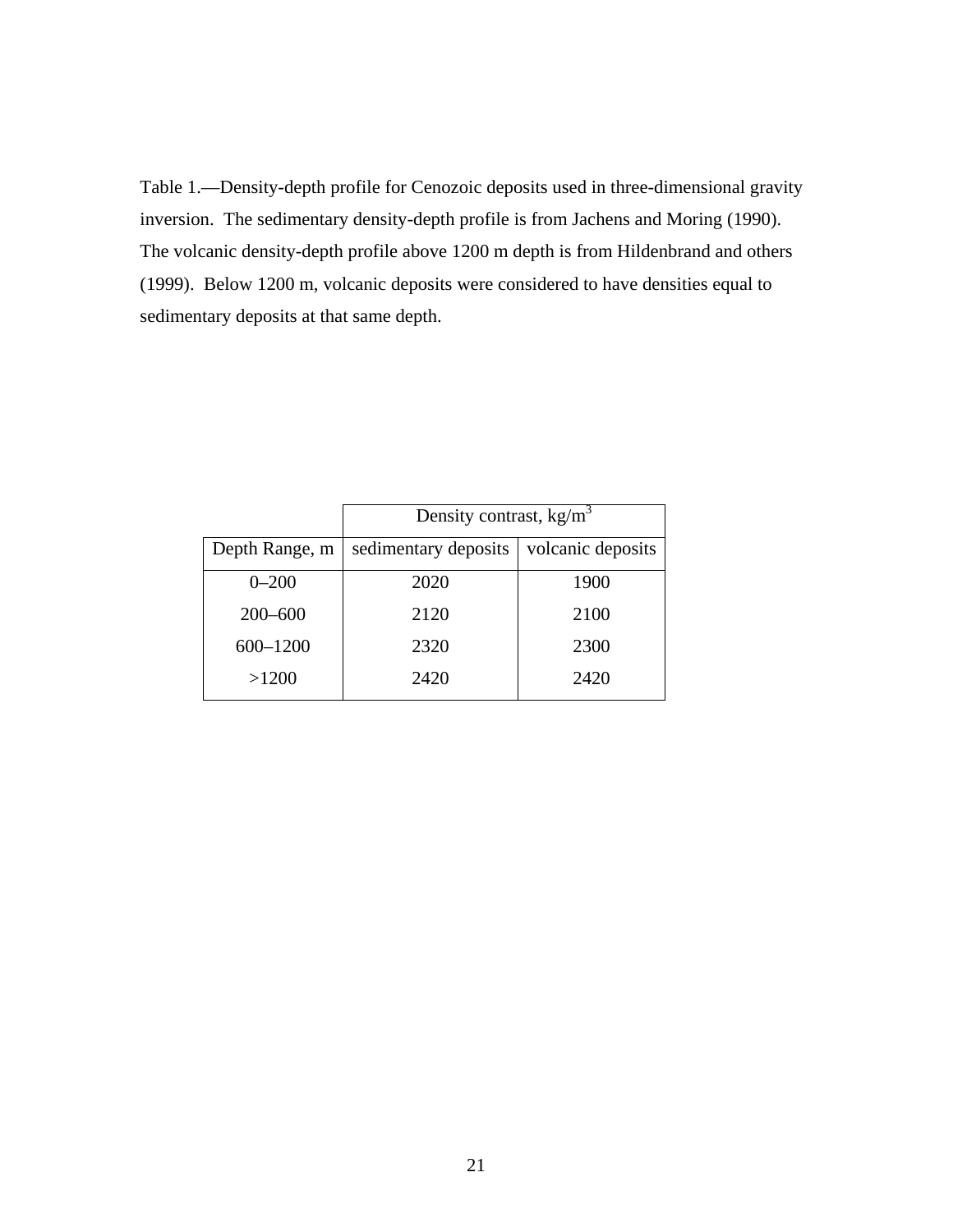Table 1.—Density-depth profile for Cenozoic deposits used in three-dimensional gravity inversion. The sedimentary density-depth profile is from Jachens and Moring (1990). The volcanic density-depth profile above 1200 m depth is from Hildenbrand and others (1999). Below 1200 m, volcanic deposits were considered to have densities equal to sedimentary deposits at that same depth.

| | Density contrast, $kg/m^3$ | |
|---|---|---|
| Depth Range, m | sedimentary deposits | volcanic deposits |
| 0–200 | 2020 | 1900 |
| 200–600 | 2120 | 2100 |
| 600–1200 | 2320 | 2300 |
| >1200 | 2420 | 2420 |